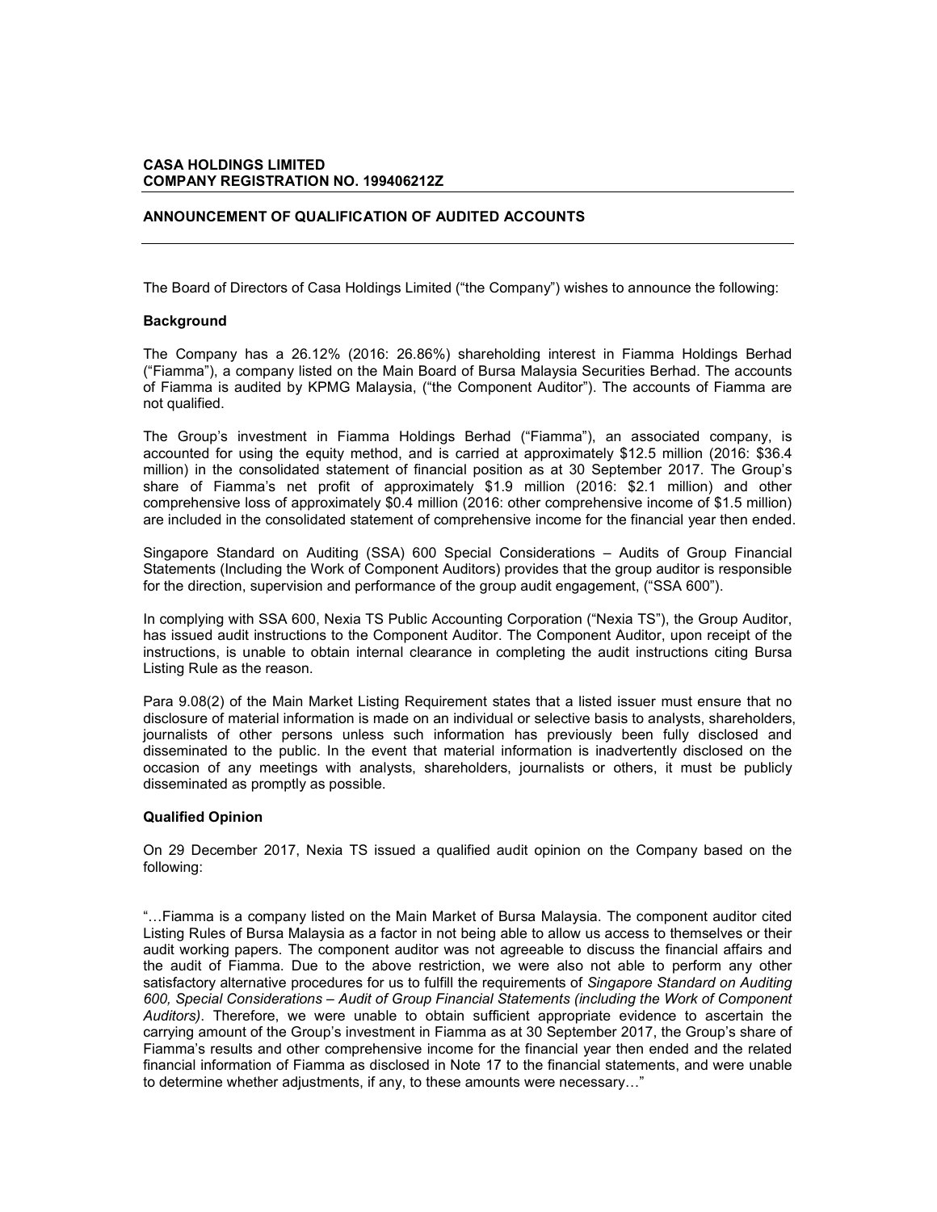**CASA HOLDINGS LIMITED**
**COMPANY REGISTRATION NO. 199406212Z**

# ANNOUNCEMENT OF QUALIFICATION OF AUDITED ACCOUNTS

The Board of Directors of Casa Holdings Limited ("the Company") wishes to announce the following:

## Background

The Company has a 26.12% (2016: 26.86%) shareholding interest in Fiamma Holdings Berhad ("Fiamma"), a company listed on the Main Board of Bursa Malaysia Securities Berhad. The accounts of Fiamma is audited by KPMG Malaysia, ("the Component Auditor"). The accounts of Fiamma are not qualified.

The Group's investment in Fiamma Holdings Berhad ("Fiamma"), an associated company, is accounted for using the equity method, and is carried at approximately $12.5 million (2016: $36.4 million) in the consolidated statement of financial position as at 30 September 2017. The Group's share of Fiamma's net profit of approximately $1.9 million (2016: $2.1 million) and other comprehensive loss of approximately $0.4 million (2016: other comprehensive income of $1.5 million) are included in the consolidated statement of comprehensive income for the financial year then ended.

Singapore Standard on Auditing (SSA) 600 Special Considerations – Audits of Group Financial Statements (Including the Work of Component Auditors) provides that the group auditor is responsible for the direction, supervision and performance of the group audit engagement, ("SSA 600").

In complying with SSA 600, Nexia TS Public Accounting Corporation ("Nexia TS"), the Group Auditor, has issued audit instructions to the Component Auditor. The Component Auditor, upon receipt of the instructions, is unable to obtain internal clearance in completing the audit instructions citing Bursa Listing Rule as the reason.

Para 9.08(2) of the Main Market Listing Requirement states that a listed issuer must ensure that no disclosure of material information is made on an individual or selective basis to analysts, shareholders, journalists of other persons unless such information has previously been fully disclosed and disseminated to the public. In the event that material information is inadvertently disclosed on the occasion of any meetings with analysts, shareholders, journalists or others, it must be publicly disseminated as promptly as possible.

## Qualified Opinion

On 29 December 2017, Nexia TS issued a qualified audit opinion on the Company based on the following:

"…Fiamma is a company listed on the Main Market of Bursa Malaysia. The component auditor cited Listing Rules of Bursa Malaysia as a factor in not being able to allow us access to themselves or their audit working papers. The component auditor was not agreeable to discuss the financial affairs and the audit of Fiamma. Due to the above restriction, we were also not able to perform any other satisfactory alternative procedures for us to fulfill the requirements of *Singapore Standard on Auditing 600, Special Considerations – Audit of Group Financial Statements (including the Work of Component Auditors)*. Therefore, we were unable to obtain sufficient appropriate evidence to ascertain the carrying amount of the Group's investment in Fiamma as at 30 September 2017, the Group's share of Fiamma's results and other comprehensive income for the financial year then ended and the related financial information of Fiamma as disclosed in Note 17 to the financial statements, and were unable to determine whether adjustments, if any, to these amounts were necessary…"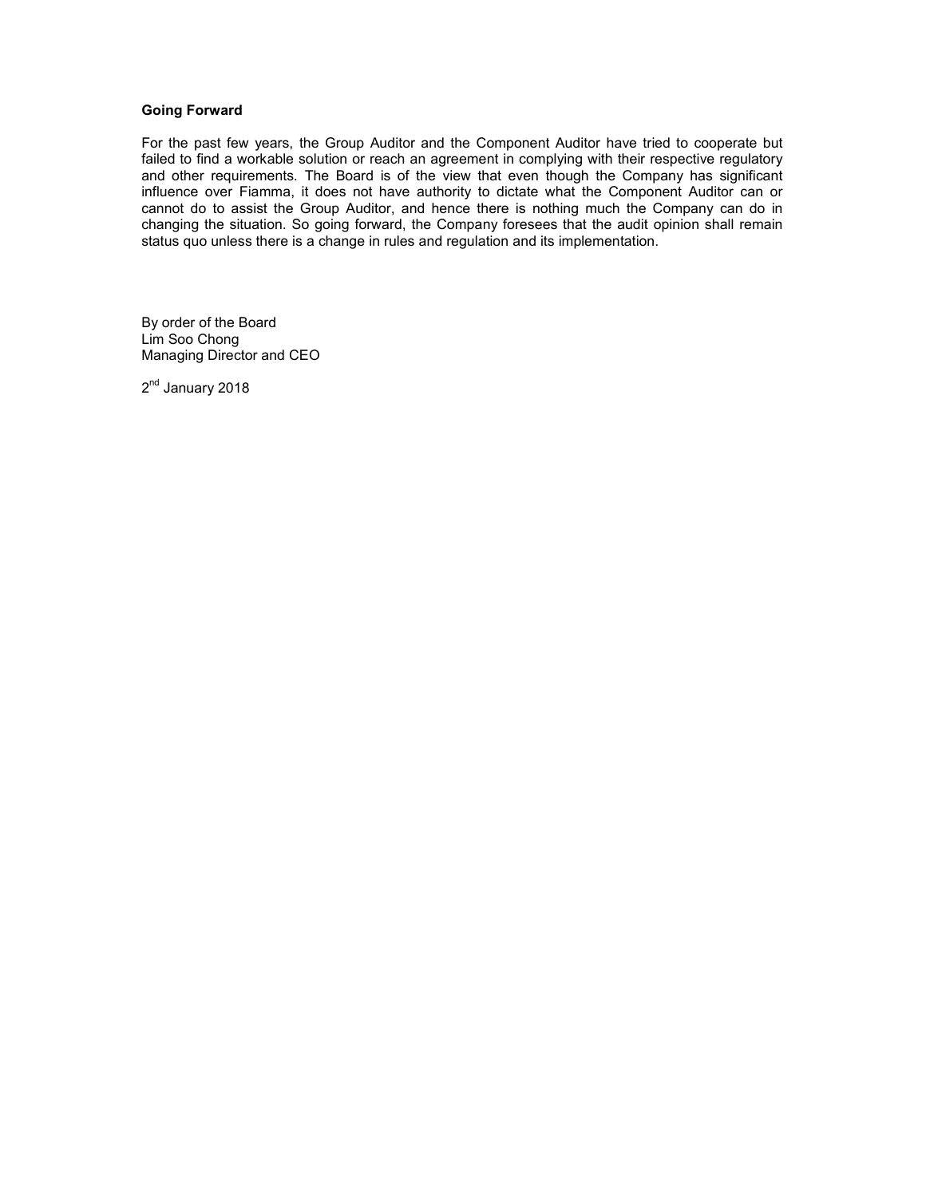**Going Forward**

For the past few years, the Group Auditor and the Component Auditor have tried to cooperate but failed to find a workable solution or reach an agreement in complying with their respective regulatory and other requirements. The Board is of the view that even though the Company has significant influence over Fiamma, it does not have authority to dictate what the Component Auditor can or cannot do to assist the Group Auditor, and hence there is nothing much the Company can do in changing the situation. So going forward, the Company foresees that the audit opinion shall remain status quo unless there is a change in rules and regulation and its implementation.

By order of the Board
Lim Soo Chong
Managing Director and CEO

2nd January 2018